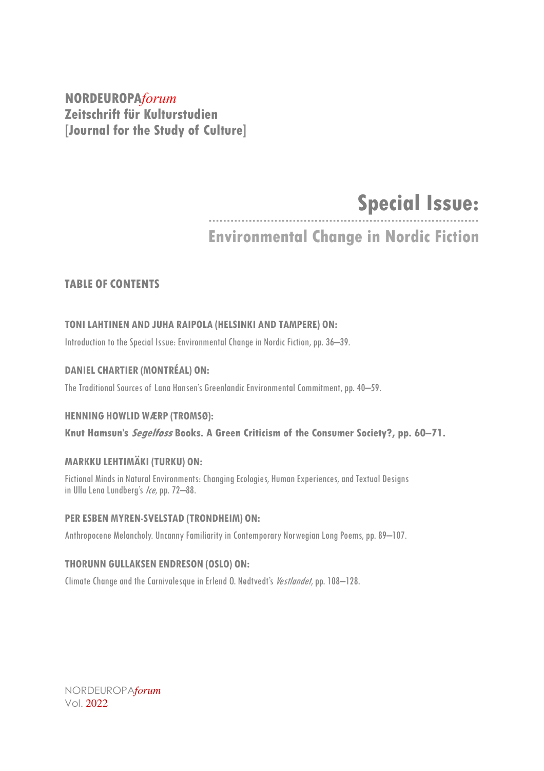**NORDEUROPA*forum***
**Zeitschrift für Kulturstudien**
**[Journal for the Study of Culture]**

# Special Issue:

## Environmental Change in Nordic Fiction

### TABLE OF CONTENTS

**TONI LAHTINEN AND JUHA RAIPOLA (HELSINKI AND TAMPERE) ON:**

Introduction to the Special Issue: Environmental Change in Nordic Fiction, pp. 36–39.

**DANIEL CHARTIER (MONTRÉAL) ON:**

The Traditional Sources of Lana Hansen's Greenlandic Environmental Commitment, pp. 40–59.

**HENNING HOWLID WÆRP (TROMSØ):**

**Knut Hamsun's *Segelfoss* Books. A Green Criticism of the Consumer Society?, pp. 60–71.**

**MARKKU LEHTIMÄKI (TURKU) ON:**

Fictional Minds in Natural Environments: Changing Ecologies, Human Experiences, and Textual Designs in Ulla Lena Lundberg's *Ice*, pp. 72–88.

**PER ESBEN MYREN-SVELSTAD (TRONDHEIM) ON:**

Anthropocene Melancholy. Uncanny Familiarity in Contemporary Norwegian Long Poems, pp. 89–107.

**THORUNN GULLAKSEN ENDRESON (OSLO) ON:**

Climate Change and the Carnivalesque in Erlend O. Nødtvedt's *Vestlandet*, pp. 108–128.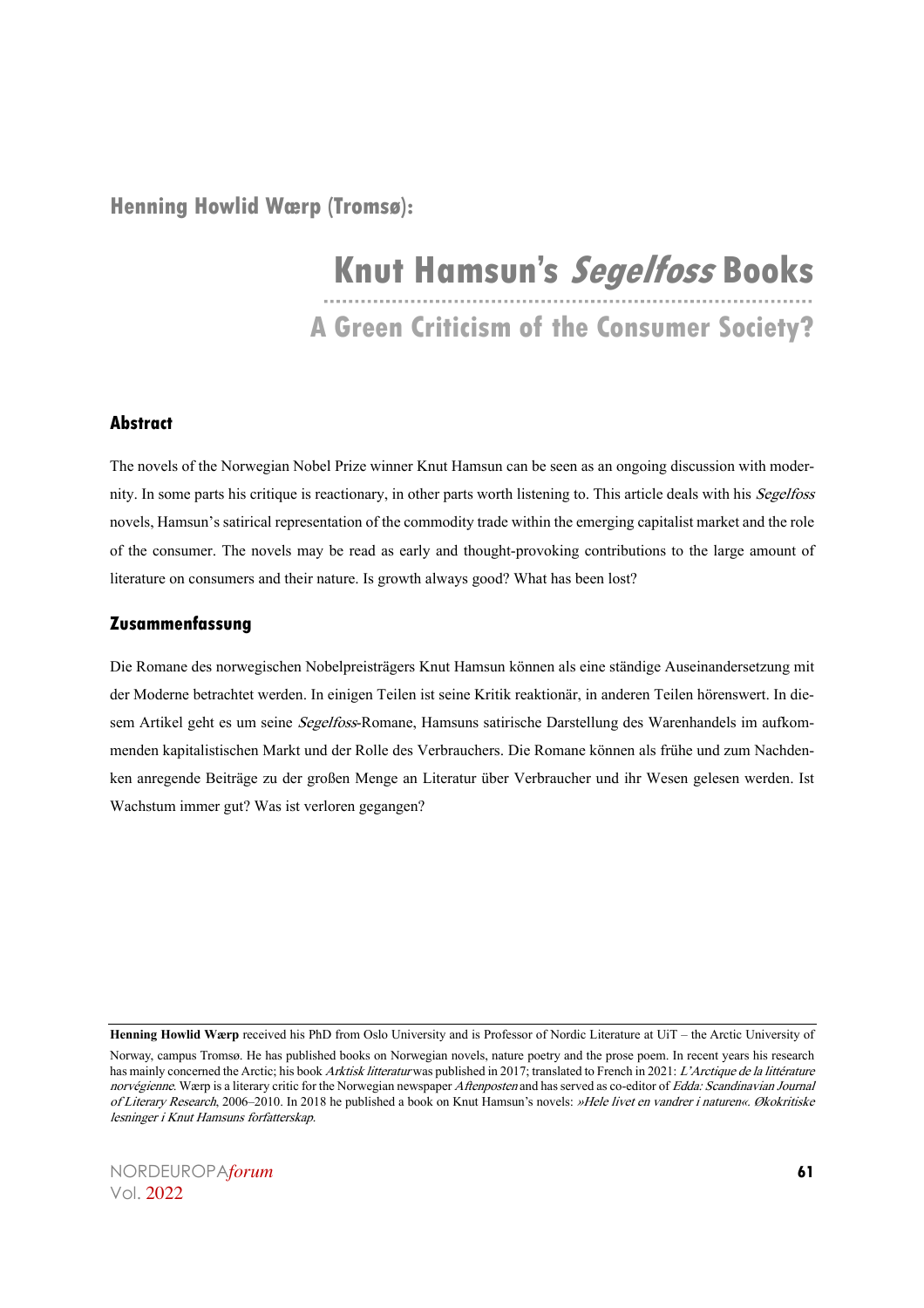Henning Howlid Wærp (Tromsø):

# Knut Hamsun's *Segelfoss* Books

## A Green Criticism of the Consumer Society?

### Abstract

The novels of the Norwegian Nobel Prize winner Knut Hamsun can be seen as an ongoing discussion with modernity. In some parts his critique is reactionary, in other parts worth listening to. This article deals with his *Segelfoss* novels, Hamsun's satirical representation of the commodity trade within the emerging capitalist market and the role of the consumer. The novels may be read as early and thought-provoking contributions to the large amount of literature on consumers and their nature. Is growth always good? What has been lost?

### Zusammenfassung

Die Romane des norwegischen Nobelpreisträgers Knut Hamsun können als eine ständige Auseinandersetzung mit der Moderne betrachtet werden. In einigen Teilen ist seine Kritik reaktionär, in anderen Teilen hörenswert. In diesem Artikel geht es um seine *Segelfoss*-Romane, Hamsuns satirische Darstellung des Warenhandels im aufkommenden kapitalistischen Markt und der Rolle des Verbrauchers. Die Romane können als frühe und zum Nachdenken anregende Beiträge zu der großen Menge an Literatur über Verbraucher und ihr Wesen gelesen werden. Ist Wachstum immer gut? Was ist verloren gegangen?

---

**Henning Howlid Wærp** received his PhD from Oslo University and is Professor of Nordic Literature at UiT – the Arctic University of Norway, campus Tromsø. He has published books on Norwegian novels, nature poetry and the prose poem. In recent years his research has mainly concerned the Arctic; his book *Arktisk litteratur* was published in 2017; translated to French in 2021: *L'Arctique de la littérature norvégienne*. Wærp is a literary critic for the Norwegian newspaper *Aftenposten* and has served as co-editor of *Edda: Scandinavian Journal of Literary Research*, 2006–2010. In 2018 he published a book on Knut Hamsun's novels: *»Hele livet en vandrer i naturen«. Økokritiske lesninger i Knut Hamsuns forfatterskap*.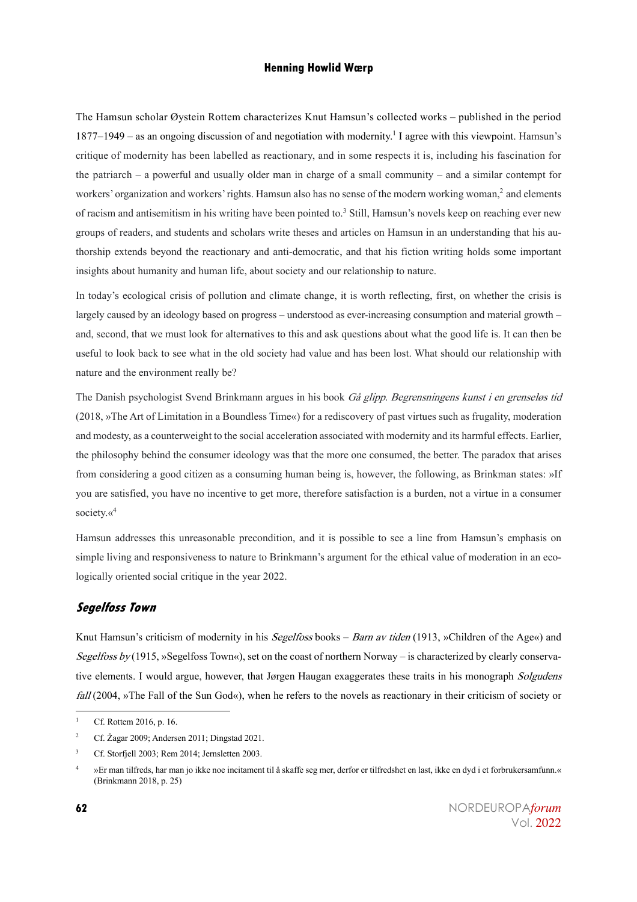The Hamsun scholar Øystein Rottem characterizes Knut Hamsun's collected works – published in the period 1877–1949 – as an ongoing discussion of and negotiation with modernity.[1] I agree with this viewpoint. Hamsun's critique of modernity has been labelled as reactionary, and in some respects it is, including his fascination for the patriarch – a powerful and usually older man in charge of a small community – and a similar contempt for workers' organization and workers' rights. Hamsun also has no sense of the modern working woman,[2] and elements of racism and antisemitism in his writing have been pointed to.[3] Still, Hamsun's novels keep on reaching ever new groups of readers, and students and scholars write theses and articles on Hamsun in an understanding that his authorship extends beyond the reactionary and anti-democratic, and that his fiction writing holds some important insights about humanity and human life, about society and our relationship to nature.

In today's ecological crisis of pollution and climate change, it is worth reflecting, first, on whether the crisis is largely caused by an ideology based on progress – understood as ever-increasing consumption and material growth – and, second, that we must look for alternatives to this and ask questions about what the good life is. It can then be useful to look back to see what in the old society had value and has been lost. What should our relationship with nature and the environment really be?

The Danish psychologist Svend Brinkmann argues in his book *Gå glipp. Begrensningens kunst i en grenseløs tid* (2018, »The Art of Limitation in a Boundless Time«) for a rediscovery of past virtues such as frugality, moderation and modesty, as a counterweight to the social acceleration associated with modernity and its harmful effects. Earlier, the philosophy behind the consumer ideology was that the more one consumed, the better. The paradox that arises from considering a good citizen as a consuming human being is, however, the following, as Brinkman states: »If you are satisfied, you have no incentive to get more, therefore satisfaction is a burden, not a virtue in a consumer society.«[4]

Hamsun addresses this unreasonable precondition, and it is possible to see a line from Hamsun's emphasis on simple living and responsiveness to nature to Brinkmann's argument for the ethical value of moderation in an ecologically oriented social critique in the year 2022.

## *Segelfoss Town*

Knut Hamsun's criticism of modernity in his *Segelfoss* books – *Barn av tiden* (1913, »Children of the Age«) and *Segelfoss by* (1915, »Segelfoss Town«), set on the coast of northern Norway – is characterized by clearly conservative elements. I would argue, however, that Jørgen Haugan exaggerates these traits in his monograph *Solgudens fall* (2004, »The Fall of the Sun God«), when he refers to the novels as reactionary in their criticism of society or

---

[1] Cf. Rottem 2016, p. 16.

[2] Cf. Žagar 2009; Andersen 2011; Dingstad 2021.

[3] Cf. Storfjell 2003; Rem 2014; Jernsletten 2003.

[4] »Er man tilfreds, har man jo ikke noe incitament til å skaffe seg mer, derfor er tilfredshet en last, ikke en dyd i et forbrukersamfunn.« (Brinkmann 2018, p. 25)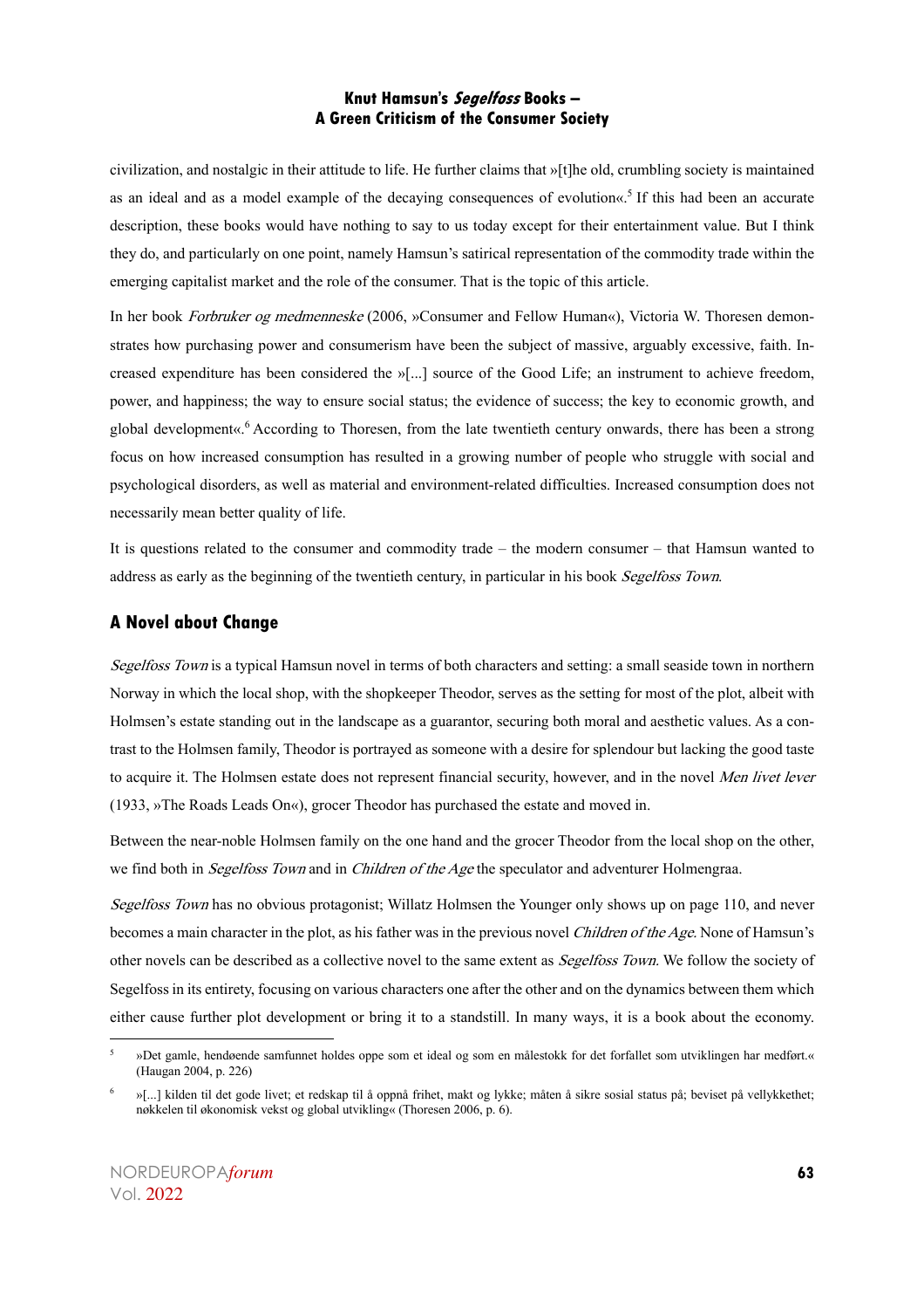civilization, and nostalgic in their attitude to life. He further claims that »[t]he old, crumbling society is maintained as an ideal and as a model example of the decaying consequences of evolution«.[5] If this had been an accurate description, these books would have nothing to say to us today except for their entertainment value. But I think they do, and particularly on one point, namely Hamsun's satirical representation of the commodity trade within the emerging capitalist market and the role of the consumer. That is the topic of this article.

In her book *Forbruker og medmenneske* (2006, »Consumer and Fellow Human«), Victoria W. Thoresen demonstrates how purchasing power and consumerism have been the subject of massive, arguably excessive, faith. Increased expenditure has been considered the »[...] source of the Good Life; an instrument to achieve freedom, power, and happiness; the way to ensure social status; the evidence of success; the key to economic growth, and global development«.[6] According to Thoresen, from the late twentieth century onwards, there has been a strong focus on how increased consumption has resulted in a growing number of people who struggle with social and psychological disorders, as well as material and environment-related difficulties. Increased consumption does not necessarily mean better quality of life.

It is questions related to the consumer and commodity trade – the modern consumer – that Hamsun wanted to address as early as the beginning of the twentieth century, in particular in his book *Segelfoss Town*.

## A Novel about Change

*Segelfoss Town* is a typical Hamsun novel in terms of both characters and setting: a small seaside town in northern Norway in which the local shop, with the shopkeeper Theodor, serves as the setting for most of the plot, albeit with Holmsen's estate standing out in the landscape as a guarantor, securing both moral and aesthetic values. As a contrast to the Holmsen family, Theodor is portrayed as someone with a desire for splendour but lacking the good taste to acquire it. The Holmsen estate does not represent financial security, however, and in the novel *Men livet lever* (1933, »The Roads Leads On«), grocer Theodor has purchased the estate and moved in.

Between the near-noble Holmsen family on the one hand and the grocer Theodor from the local shop on the other, we find both in *Segelfoss Town* and in *Children of the Age* the speculator and adventurer Holmengraa.

*Segelfoss Town* has no obvious protagonist; Willatz Holmsen the Younger only shows up on page 110, and never becomes a main character in the plot, as his father was in the previous novel *Children of the Age*. None of Hamsun's other novels can be described as a collective novel to the same extent as *Segelfoss Town*. We follow the society of Segelfoss in its entirety, focusing on various characters one after the other and on the dynamics between them which either cause further plot development or bring it to a standstill. In many ways, it is a book about the economy.

---

[5] »Det gamle, hendøende samfunnet holdes oppe som et ideal og som en målestokk for det forfallet som utviklingen har medført.« (Haugan 2004, p. 226)

[6] »[...] kilden til det gode livet; et redskap til å oppnå frihet, makt og lykke; måten å sikre sosial status på; beviset på vellykkethet; nøkkelen til økonomisk vekst og global utvikling« (Thoresen 2006, p. 6).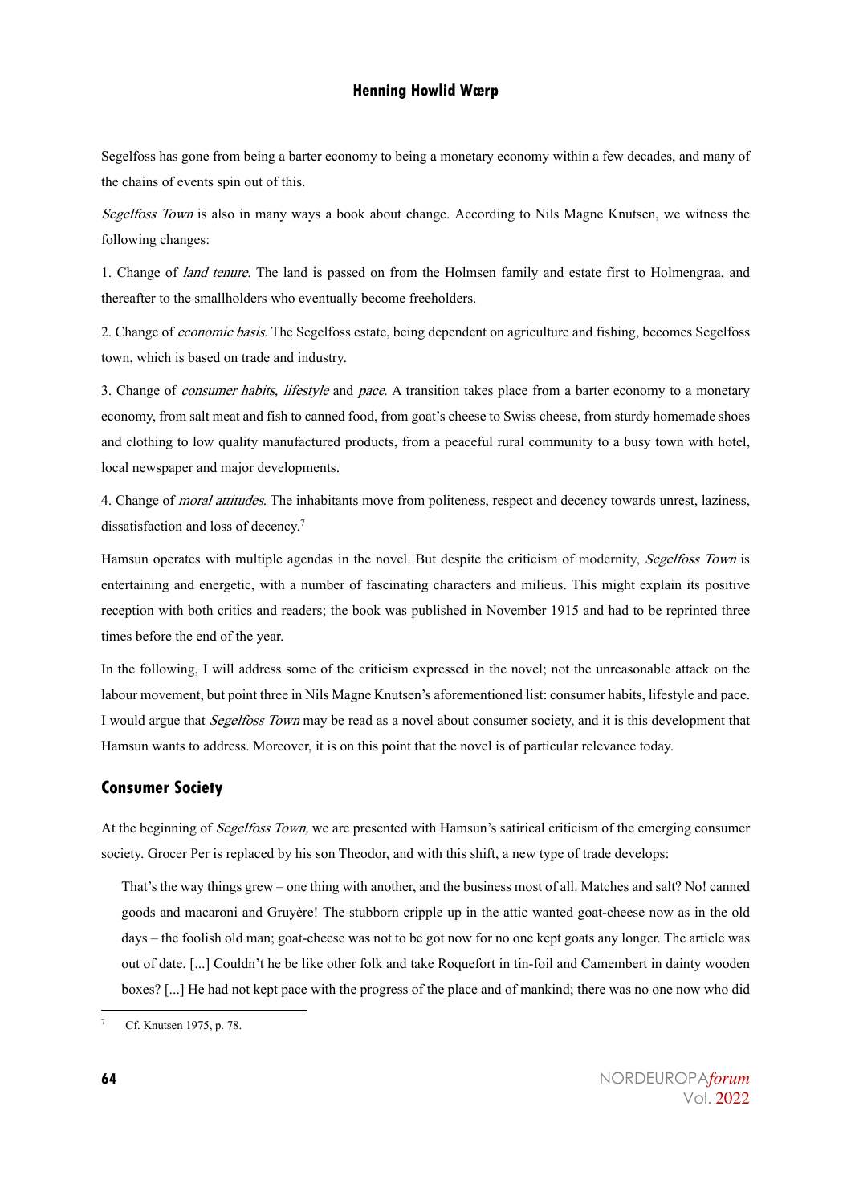Segelfoss has gone from being a barter economy to being a monetary economy within a few decades, and many of the chains of events spin out of this.

*Segelfoss Town* is also in many ways a book about change. According to Nils Magne Knutsen, we witness the following changes:

1. Change of *land tenure*. The land is passed on from the Holmsen family and estate first to Holmengraa, and thereafter to the smallholders who eventually become freeholders.

2. Change of *economic basis*. The Segelfoss estate, being dependent on agriculture and fishing, becomes Segelfoss town, which is based on trade and industry.

3. Change of *consumer habits, lifestyle* and *pace*. A transition takes place from a barter economy to a monetary economy, from salt meat and fish to canned food, from goat's cheese to Swiss cheese, from sturdy homemade shoes and clothing to low quality manufactured products, from a peaceful rural community to a busy town with hotel, local newspaper and major developments.

4. Change of *moral attitudes*. The inhabitants move from politeness, respect and decency towards unrest, laziness, dissatisfaction and loss of decency.[7]

Hamsun operates with multiple agendas in the novel. But despite the criticism of modernity, *Segelfoss Town* is entertaining and energetic, with a number of fascinating characters and milieus. This might explain its positive reception with both critics and readers; the book was published in November 1915 and had to be reprinted three times before the end of the year.

In the following, I will address some of the criticism expressed in the novel; not the unreasonable attack on the labour movement, but point three in Nils Magne Knutsen's aforementioned list: consumer habits, lifestyle and pace. I would argue that *Segelfoss Town* may be read as a novel about consumer society, and it is this development that Hamsun wants to address. Moreover, it is on this point that the novel is of particular relevance today.

## Consumer Society

At the beginning of *Segelfoss Town,* we are presented with Hamsun's satirical criticism of the emerging consumer society. Grocer Per is replaced by his son Theodor, and with this shift, a new type of trade develops:

> That's the way things grew – one thing with another, and the business most of all. Matches and salt? No! canned goods and macaroni and Gruyère! The stubborn cripple up in the attic wanted goat-cheese now as in the old days – the foolish old man; goat-cheese was not to be got now for no one kept goats any longer. The article was out of date. [...] Couldn't he be like other folk and take Roquefort in tin-foil and Camembert in dainty wooden boxes? [...] He had not kept pace with the progress of the place and of mankind; there was no one now who did

[7] Cf. Knutsen 1975, p. 78.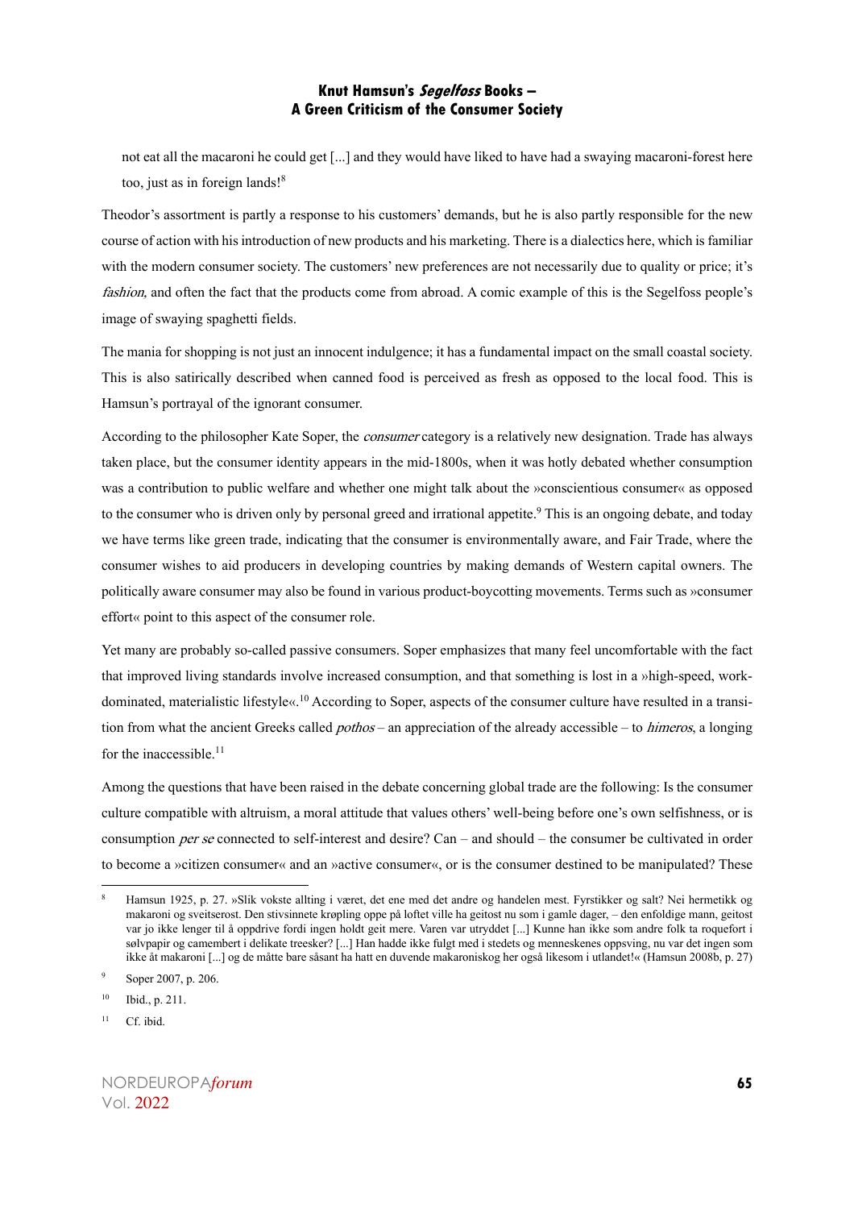not eat all the macaroni he could get [...] and they would have liked to have had a swaying macaroni-forest here too, just as in foreign lands![8]

Theodor's assortment is partly a response to his customers' demands, but he is also partly responsible for the new course of action with his introduction of new products and his marketing. There is a dialectics here, which is familiar with the modern consumer society. The customers' new preferences are not necessarily due to quality or price; it's *fashion,* and often the fact that the products come from abroad. A comic example of this is the Segelfoss people's image of swaying spaghetti fields.

The mania for shopping is not just an innocent indulgence; it has a fundamental impact on the small coastal society. This is also satirically described when canned food is perceived as fresh as opposed to the local food. This is Hamsun's portrayal of the ignorant consumer.

According to the philosopher Kate Soper, the *consumer* category is a relatively new designation. Trade has always taken place, but the consumer identity appears in the mid-1800s, when it was hotly debated whether consumption was a contribution to public welfare and whether one might talk about the »conscientious consumer« as opposed to the consumer who is driven only by personal greed and irrational appetite.[9] This is an ongoing debate, and today we have terms like green trade, indicating that the consumer is environmentally aware, and Fair Trade, where the consumer wishes to aid producers in developing countries by making demands of Western capital owners. The politically aware consumer may also be found in various product-boycotting movements. Terms such as »consumer effort« point to this aspect of the consumer role.

Yet many are probably so-called passive consumers. Soper emphasizes that many feel uncomfortable with the fact that improved living standards involve increased consumption, and that something is lost in a »high-speed, work-dominated, materialistic lifestyle«.[10] According to Soper, aspects of the consumer culture have resulted in a transition from what the ancient Greeks called *pothos* – an appreciation of the already accessible – to *himeros*, a longing for the inaccessible.[11]

Among the questions that have been raised in the debate concerning global trade are the following: Is the consumer culture compatible with altruism, a moral attitude that values others' well-being before one's own selfishness, or is consumption *per se* connected to self-interest and desire? Can – and should – the consumer be cultivated in order to become a »citizen consumer« and an »active consumer«, or is the consumer destined to be manipulated? These

---

[8] Hamsun 1925, p. 27. »Slik vokste allting i været, det ene med det andre og handelen mest. Fyrstikker og salt? Nei hermetikk og makaroni og sveitserost. Den stivsinnete krøpling oppe på loftet ville ha geitost nu som i gamle dager, – den enfoldige mann, geitost var jo ikke lenger til å oppdrive fordi ingen holdt geit mere. Varen var utryddet [...] Kunne han ikke som andre folk ta roquefort i sølvpapir og camembert i delikate treesker? [...] Han hadde ikke fulgt med i stedets og menneskenes oppsving, nu var det ingen som ikke åt makaroni [...] og de måtte bare såsant ha hatt en duvende makaroniskog her også likesom i utlandet!« (Hamsun 2008b, p. 27)

[9] Soper 2007, p. 206.

[10] Ibid., p. 211.

[11] Cf. ibid.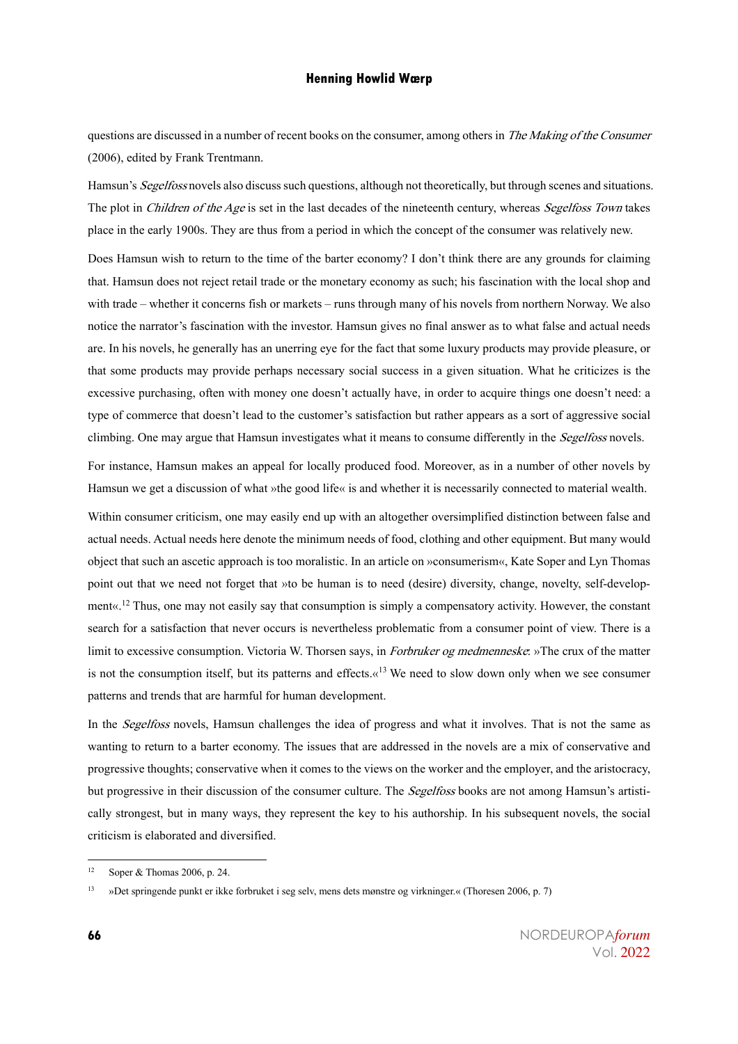questions are discussed in a number of recent books on the consumer, among others in *The Making of the Consumer* (2006), edited by Frank Trentmann.

Hamsun's *Segelfoss* novels also discuss such questions, although not theoretically, but through scenes and situations. The plot in *Children of the Age* is set in the last decades of the nineteenth century, whereas *Segelfoss Town* takes place in the early 1900s. They are thus from a period in which the concept of the consumer was relatively new.

Does Hamsun wish to return to the time of the barter economy? I don't think there are any grounds for claiming that. Hamsun does not reject retail trade or the monetary economy as such; his fascination with the local shop and with trade – whether it concerns fish or markets – runs through many of his novels from northern Norway. We also notice the narrator's fascination with the investor. Hamsun gives no final answer as to what false and actual needs are. In his novels, he generally has an unerring eye for the fact that some luxury products may provide pleasure, or that some products may provide perhaps necessary social success in a given situation. What he criticizes is the excessive purchasing, often with money one doesn't actually have, in order to acquire things one doesn't need: a type of commerce that doesn't lead to the customer's satisfaction but rather appears as a sort of aggressive social climbing. One may argue that Hamsun investigates what it means to consume differently in the *Segelfoss* novels.

For instance, Hamsun makes an appeal for locally produced food. Moreover, as in a number of other novels by Hamsun we get a discussion of what »the good life« is and whether it is necessarily connected to material wealth.

Within consumer criticism, one may easily end up with an altogether oversimplified distinction between false and actual needs. Actual needs here denote the minimum needs of food, clothing and other equipment. But many would object that such an ascetic approach is too moralistic. In an article on »consumerism«, Kate Soper and Lyn Thomas point out that we need not forget that »to be human is to need (desire) diversity, change, novelty, self-development«.[12] Thus, one may not easily say that consumption is simply a compensatory activity. However, the constant search for a satisfaction that never occurs is nevertheless problematic from a consumer point of view. There is a limit to excessive consumption. Victoria W. Thorsen says, in *Forbruker og medmenneske*: »The crux of the matter is not the consumption itself, but its patterns and effects.«[13] We need to slow down only when we see consumer patterns and trends that are harmful for human development.

In the *Segelfoss* novels, Hamsun challenges the idea of progress and what it involves. That is not the same as wanting to return to a barter economy. The issues that are addressed in the novels are a mix of conservative and progressive thoughts; conservative when it comes to the views on the worker and the employer, and the aristocracy, but progressive in their discussion of the consumer culture. The *Segelfoss* books are not among Hamsun's artistically strongest, but in many ways, they represent the key to his authorship. In his subsequent novels, the social criticism is elaborated and diversified.

---

[12] Soper & Thomas 2006, p. 24.

[13] »Det springende punkt er ikke forbruket i seg selv, mens dets mønstre og virkninger.« (Thoresen 2006, p. 7)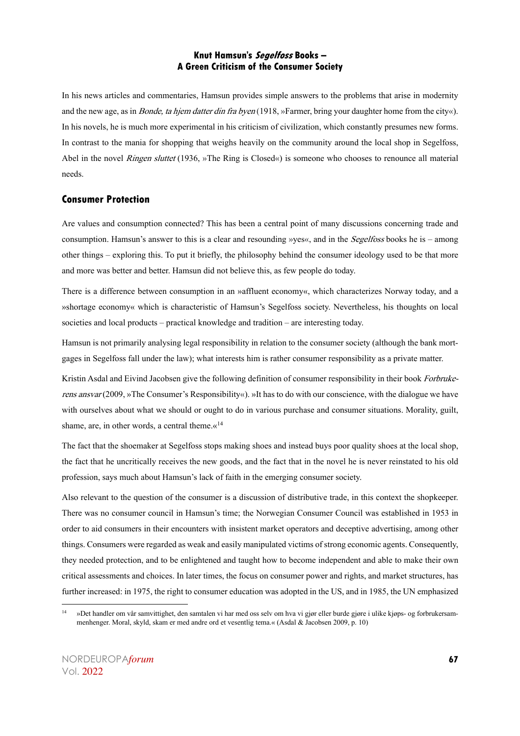In his news articles and commentaries, Hamsun provides simple answers to the problems that arise in modernity and the new age, as in *Bonde, ta hjem datter din fra byen* (1918, »Farmer, bring your daughter home from the city«). In his novels, he is much more experimental in his criticism of civilization, which constantly presumes new forms. In contrast to the mania for shopping that weighs heavily on the community around the local shop in Segelfoss, Abel in the novel *Ringen sluttet* (1936, »The Ring is Closed«) is someone who chooses to renounce all material needs.

## Consumer Protection

Are values and consumption connected? This has been a central point of many discussions concerning trade and consumption. Hamsun's answer to this is a clear and resounding »yes«, and in the *Segelfoss* books he is – among other things – exploring this. To put it briefly, the philosophy behind the consumer ideology used to be that more and more was better and better. Hamsun did not believe this, as few people do today.

There is a difference between consumption in an »affluent economy«, which characterizes Norway today, and a »shortage economy« which is characteristic of Hamsun's Segelfoss society. Nevertheless, his thoughts on local societies and local products – practical knowledge and tradition – are interesting today.

Hamsun is not primarily analysing legal responsibility in relation to the consumer society (although the bank mortgages in Segelfoss fall under the law); what interests him is rather consumer responsibility as a private matter.

Kristin Asdal and Eivind Jacobsen give the following definition of consumer responsibility in their book *Forbrukerens ansvar* (2009, »The Consumer's Responsibility«). »It has to do with our conscience, with the dialogue we have with ourselves about what we should or ought to do in various purchase and consumer situations. Morality, guilt, shame, are, in other words, a central theme.«[14]

The fact that the shoemaker at Segelfoss stops making shoes and instead buys poor quality shoes at the local shop, the fact that he uncritically receives the new goods, and the fact that in the novel he is never reinstated to his old profession, says much about Hamsun's lack of faith in the emerging consumer society.

Also relevant to the question of the consumer is a discussion of distributive trade, in this context the shopkeeper. There was no consumer council in Hamsun's time; the Norwegian Consumer Council was established in 1953 in order to aid consumers in their encounters with insistent market operators and deceptive advertising, among other things. Consumers were regarded as weak and easily manipulated victims of strong economic agents. Consequently, they needed protection, and to be enlightened and taught how to become independent and able to make their own critical assessments and choices. In later times, the focus on consumer power and rights, and market structures, has further increased: in 1975, the right to consumer education was adopted in the US, and in 1985, the UN emphasized

[14] »Det handler om vår samvittighet, den samtalen vi har med oss selv om hva vi gjør eller burde gjøre i ulike kjøps- og forbrukersammenhenger. Moral, skyld, skam er med andre ord et vesentlig tema.« (Asdal & Jacobsen 2009, p. 10)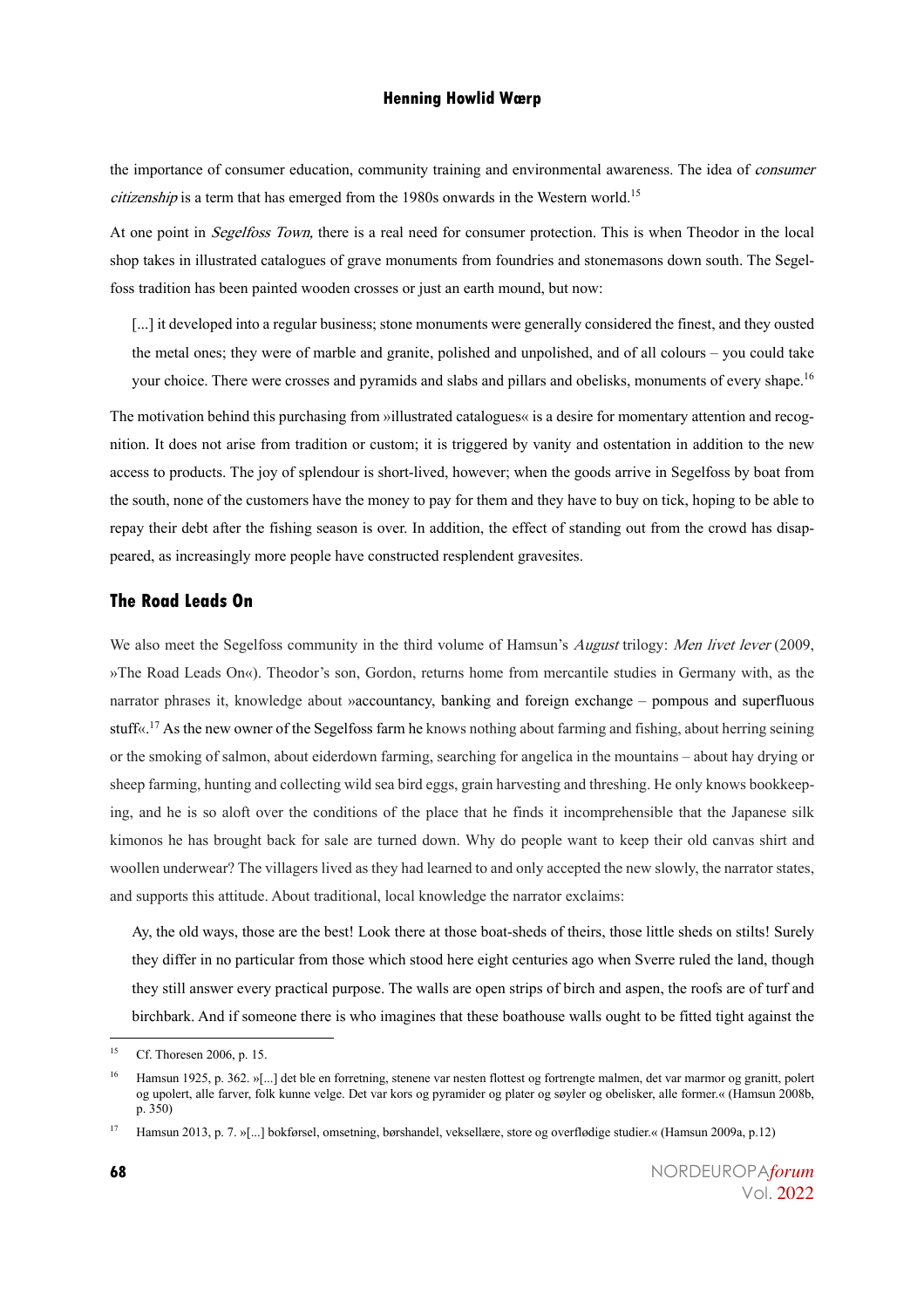the importance of consumer education, community training and environmental awareness. The idea of *consumer citizenship* is a term that has emerged from the 1980s onwards in the Western world.[15]

At one point in *Segelfoss Town,* there is a real need for consumer protection. This is when Theodor in the local shop takes in illustrated catalogues of grave monuments from foundries and stonemasons down south. The Segelfoss tradition has been painted wooden crosses or just an earth mound, but now:

> [...] it developed into a regular business; stone monuments were generally considered the finest, and they ousted the metal ones; they were of marble and granite, polished and unpolished, and of all colours – you could take your choice. There were crosses and pyramids and slabs and pillars and obelisks, monuments of every shape.[16]

The motivation behind this purchasing from »illustrated catalogues« is a desire for momentary attention and recognition. It does not arise from tradition or custom; it is triggered by vanity and ostentation in addition to the new access to products. The joy of splendour is short-lived, however; when the goods arrive in Segelfoss by boat from the south, none of the customers have the money to pay for them and they have to buy on tick, hoping to be able to repay their debt after the fishing season is over. In addition, the effect of standing out from the crowd has disappeared, as increasingly more people have constructed resplendent gravesites.

## The Road Leads On

We also meet the Segelfoss community in the third volume of Hamsun's *August* trilogy: *Men livet lever* (2009, »The Road Leads On«). Theodor's son, Gordon, returns home from mercantile studies in Germany with, as the narrator phrases it, knowledge about »accountancy, banking and foreign exchange – pompous and superfluous stuff«.[17] As the new owner of the Segelfoss farm he knows nothing about farming and fishing, about herring seining or the smoking of salmon, about eiderdown farming, searching for angelica in the mountains – about hay drying or sheep farming, hunting and collecting wild sea bird eggs, grain harvesting and threshing. He only knows bookkeeping, and he is so aloft over the conditions of the place that he finds it incomprehensible that the Japanese silk kimonos he has brought back for sale are turned down. Why do people want to keep their old canvas shirt and woollen underwear? The villagers lived as they had learned to and only accepted the new slowly, the narrator states, and supports this attitude. About traditional, local knowledge the narrator exclaims:

> Ay, the old ways, those are the best! Look there at those boat-sheds of theirs, those little sheds on stilts! Surely they differ in no particular from those which stood here eight centuries ago when Sverre ruled the land, though they still answer every practical purpose. The walls are open strips of birch and aspen, the roofs are of turf and birchbark. And if someone there is who imagines that these boathouse walls ought to be fitted tight against the

---

[15] Cf. Thoresen 2006, p. 15.

[16] Hamsun 1925, p. 362. »[...] det ble en forretning, stenene var nesten flottest og fortrengte malmen, det var marmor og granitt, polert og upolert, alle farver, folk kunne velge. Det var kors og pyramider og plater og søyler og obelisker, alle former.« (Hamsun 2008b, p. 350)

[17] Hamsun 2013, p. 7. »[...] bokførsel, omsetning, børshandel, vekselllære, store og overflødige studier.« (Hamsun 2009a, p.12)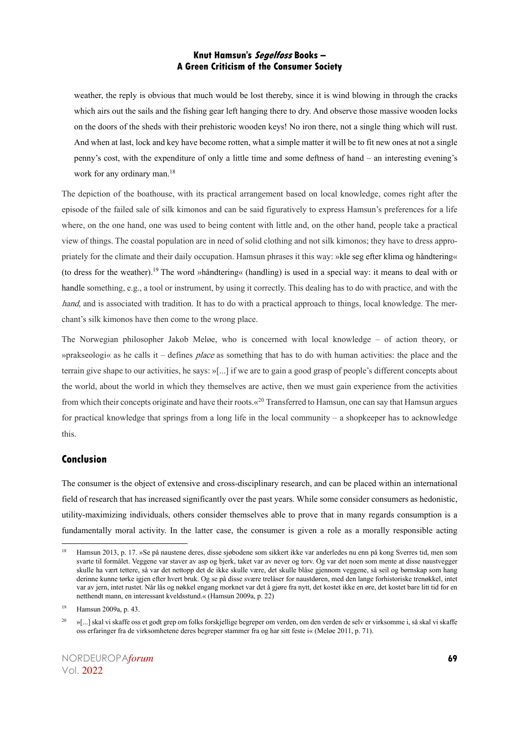weather, the reply is obvious that much would be lost thereby, since it is wind blowing in through the cracks which airs out the sails and the fishing gear left hanging there to dry. And observe those massive wooden locks on the doors of the sheds with their prehistoric wooden keys! No iron there, not a single thing which will rust. And when at last, lock and key have become rotten, what a simple matter it will be to fit new ones at not a single penny's cost, with the expenditure of only a little time and some deftness of hand – an interesting evening's work for any ordinary man.[18]

The depiction of the boathouse, with its practical arrangement based on local knowledge, comes right after the episode of the failed sale of silk kimonos and can be said figuratively to express Hamsun's preferences for a life where, on the one hand, one was used to being content with little and, on the other hand, people take a practical view of things. The coastal population are in need of solid clothing and not silk kimonos; they have to dress appropriately for the climate and their daily occupation. Hamsun phrases it this way: »kle seg efter klima og håndtering« (to dress for the weather).[19] The word »håndtering« (handling) is used in a special way: it means to deal with or handle something, e.g., a tool or instrument, by using it correctly. This dealing has to do with practice, and with the *hand*, and is associated with tradition. It has to do with a practical approach to things, local knowledge. The merchant's silk kimonos have then come to the wrong place.

The Norwegian philosopher Jakob Meløe, who is concerned with local knowledge – of action theory, or »prakseologi« as he calls it – defines *place* as something that has to do with human activities: the place and the terrain give shape to our activities, he says: »[...] if we are to gain a good grasp of people's different concepts about the world, about the world in which they themselves are active, then we must gain experience from the activities from which their concepts originate and have their roots.«[20] Transferred to Hamsun, one can say that Hamsun argues for practical knowledge that springs from a long life in the local community – a shopkeeper has to acknowledge this.

## Conclusion

The consumer is the object of extensive and cross-disciplinary research, and can be placed within an international field of research that has increased significantly over the past years. While some consider consumers as hedonistic, utility-maximizing individuals, others consider themselves able to prove that in many regards consumption is a fundamentally moral activity. In the latter case, the consumer is given a role as a morally responsible acting

---

[18] Hamsun 2013, p. 17. »Se på naustene deres, disse sjøbodene som sikkert ikke var anderledes nu enn på kong Sverres tid, men som svarte til formålet. Veggene var staver av asp og bjerk, taket var av never og torv. Og var det noen som mente at disse naustvegger skulle ha vært tettere, så var det nettopp det de ikke skulle være, det skulle blåse gjennom veggene, så seil og børnskap som hang derinne kunne tørke igjen efter hvert bruk. Og se på disse svære trelåser for naustdøren, med den lange forhistoriske trenøkkel, intet var av jern, intet rustet. Når lås og nøkkel engang morknet var det å gjøre fra nytt, det kostet ikke en øre, det kostet bare litt tid for en netthendt mann, en interessant kveldsstund.« (Hamsun 2009a, p. 22)

[19] Hamsun 2009a, p. 43.

[20] »[...] skal vi skaffe oss et godt grep om folks forskjellige begreper om verden, om den verden de selv er virksomme i, så skal vi skaffe oss erfaringer fra de virksomhetene deres begreper stammer fra og har sitt feste i« (Meløe 2011, p. 71).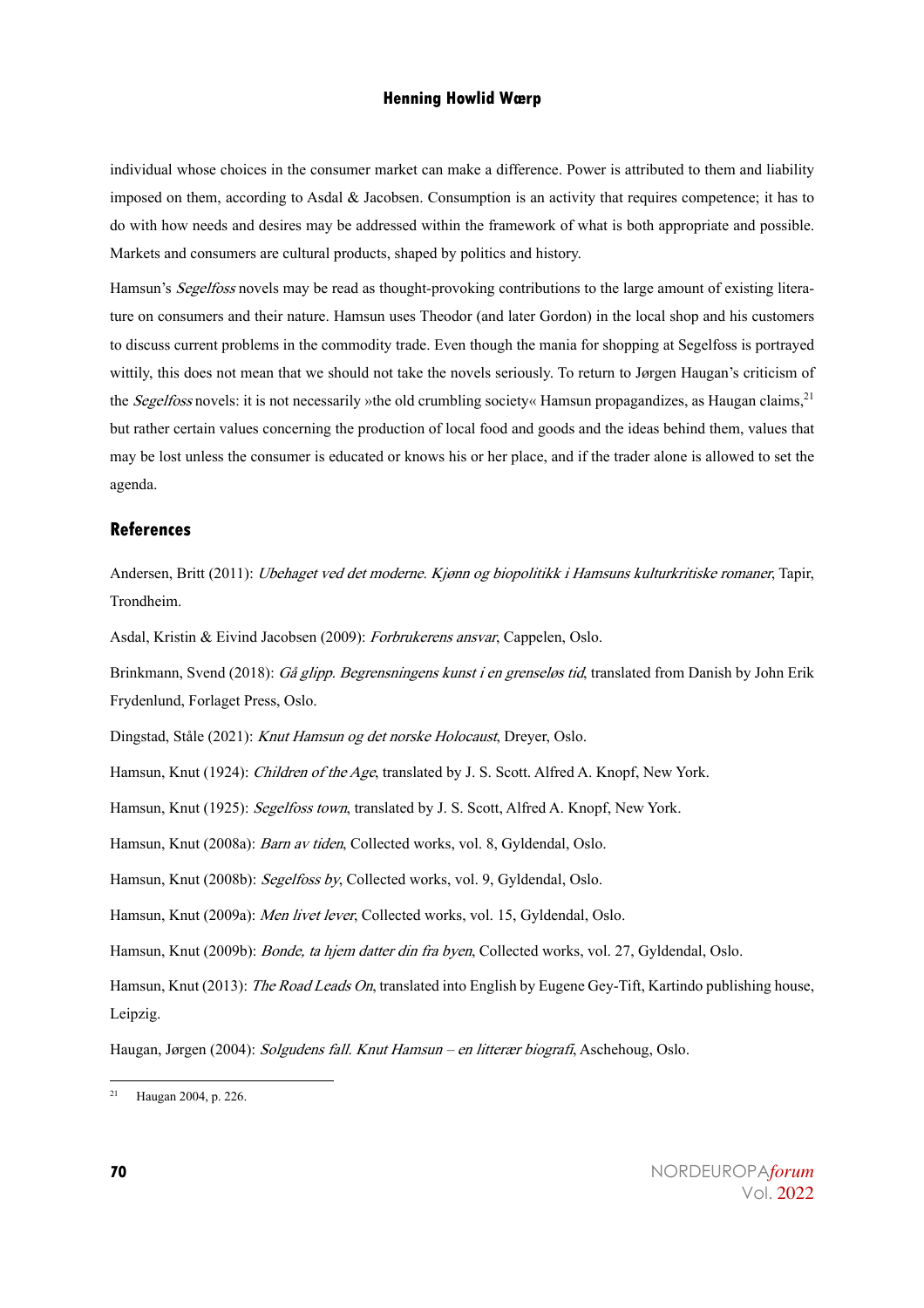individual whose choices in the consumer market can make a difference. Power is attributed to them and liability imposed on them, according to Asdal & Jacobsen. Consumption is an activity that requires competence; it has to do with how needs and desires may be addressed within the framework of what is both appropriate and possible. Markets and consumers are cultural products, shaped by politics and history.

Hamsun's *Segelfoss* novels may be read as thought-provoking contributions to the large amount of existing literature on consumers and their nature. Hamsun uses Theodor (and later Gordon) in the local shop and his customers to discuss current problems in the commodity trade. Even though the mania for shopping at Segelfoss is portrayed wittily, this does not mean that we should not take the novels seriously. To return to Jørgen Haugan's criticism of the *Segelfoss* novels: it is not necessarily »the old crumbling society« Hamsun propagandizes, as Haugan claims,[21] but rather certain values concerning the production of local food and goods and the ideas behind them, values that may be lost unless the consumer is educated or knows his or her place, and if the trader alone is allowed to set the agenda.

## References

Andersen, Britt (2011): *Ubehaget ved det moderne. Kjønn og biopolitikk i Hamsuns kulturkritiske romaner*, Tapir, Trondheim.

Asdal, Kristin & Eivind Jacobsen (2009): *Forbrukerens ansvar*, Cappelen, Oslo.

Brinkmann, Svend (2018): *Gå glipp. Begrensningens kunst i en grenseløs tid*, translated from Danish by John Erik Frydenlund, Forlaget Press, Oslo.

Dingstad, Ståle (2021): *Knut Hamsun og det norske Holocaust*, Dreyer, Oslo.

Hamsun, Knut (1924): *Children of the Age*, translated by J. S. Scott. Alfred A. Knopf, New York.

Hamsun, Knut (1925): *Segelfoss town*, translated by J. S. Scott, Alfred A. Knopf, New York.

Hamsun, Knut (2008a): *Barn av tiden*, Collected works, vol. 8, Gyldendal, Oslo.

Hamsun, Knut (2008b): *Segelfoss by*, Collected works, vol. 9, Gyldendal, Oslo.

Hamsun, Knut (2009a): *Men livet lever*, Collected works, vol. 15, Gyldendal, Oslo.

Hamsun, Knut (2009b): *Bonde, ta hjem datter din fra byen*, Collected works, vol. 27, Gyldendal, Oslo.

Hamsun, Knut (2013): *The Road Leads On*, translated into English by Eugene Gey-Tift, Kartindo publishing house, Leipzig.

Haugan, Jørgen (2004): *Solgudens fall. Knut Hamsun – en litterær biografi*, Aschehoug, Oslo.

---

[21] Haugan 2004, p. 226.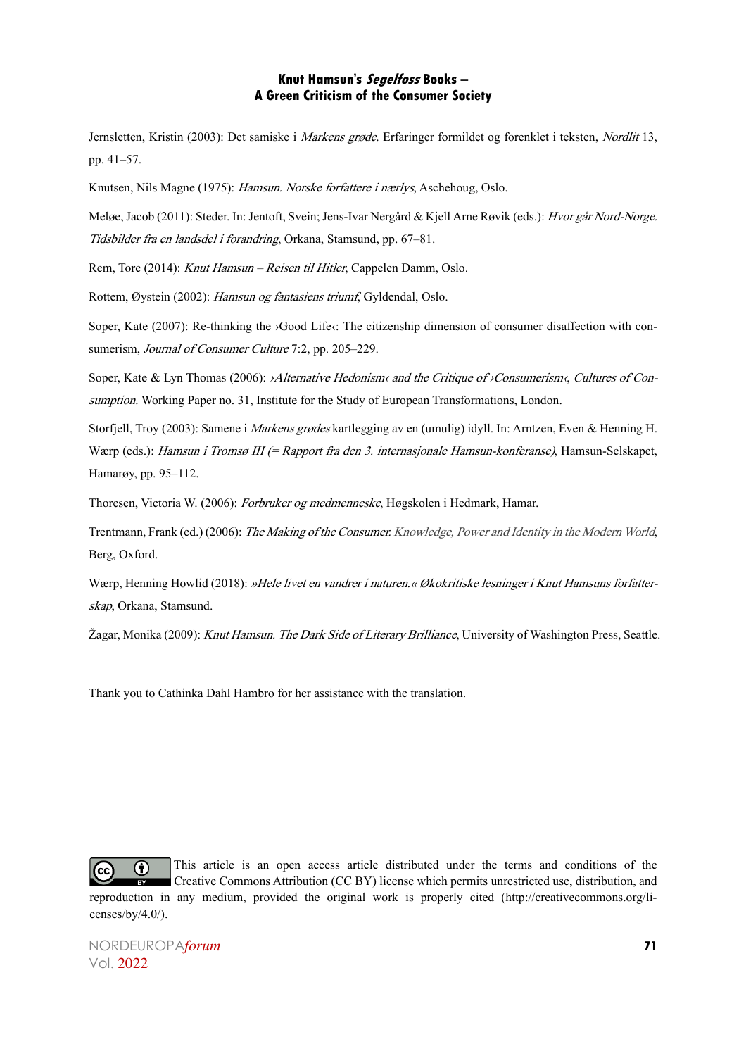Jernsletten, Kristin (2003): Det samiske i *Markens grøde*. Erfaringer formildet og forenklet i teksten, *Nordlit* 13, pp. 41–57.

Knutsen, Nils Magne (1975): *Hamsun. Norske forfattere i nærlys*, Aschehoug, Oslo.

Meløe, Jacob (2011): Steder. In: Jentoft, Svein; Jens-Ivar Nergård & Kjell Arne Røvik (eds.): *Hvor går Nord-Norge. Tidsbilder fra en landsdel i forandring*, Orkana, Stamsund, pp. 67–81.

Rem, Tore (2014): *Knut Hamsun – Reisen til Hitler*, Cappelen Damm, Oslo.

Rottem, Øystein (2002): *Hamsun og fantasiens triumf*, Gyldendal, Oslo.

Soper, Kate (2007): Re-thinking the ›Good Life‹: The citizenship dimension of consumer disaffection with consumerism, *Journal of Consumer Culture* 7:2, pp. 205–229.

Soper, Kate & Lyn Thomas (2006): *›Alternative Hedonism‹ and the Critique of ›Consumerism‹*, *Cultures of Consumption*. Working Paper no. 31, Institute for the Study of European Transformations, London.

Storfjell, Troy (2003): Samene i *Markens grødes* kartlegging av en (umulig) idyll. In: Arntzen, Even & Henning H. Wærp (eds.): *Hamsun i Tromsø III (= Rapport fra den 3. internasjonale Hamsun-konferanse)*, Hamsun-Selskapet, Hamarøy, pp. 95–112.

Thoresen, Victoria W. (2006): *Forbruker og medmenneske*, Høgskolen i Hedmark, Hamar.

Trentmann, Frank (ed.) (2006): *The Making of the Consumer. Knowledge, Power and Identity in the Modern World*, Berg, Oxford.

Wærp, Henning Howlid (2018): *»Hele livet en vandrer i naturen.« Økokritiske lesninger i Knut Hamsuns forfatterskap*, Orkana, Stamsund.

Žagar, Monika (2009): *Knut Hamsun. The Dark Side of Literary Brilliance*, University of Washington Press, Seattle.

Thank you to Cathinka Dahl Hambro for her assistance with the translation.

This article is an open access article distributed under the terms and conditions of the Creative Commons Attribution (CC BY) license which permits unrestricted use, distribution, and reproduction in any medium, provided the original work is properly cited (http://creativecommons.org/licenses/by/4.0/).